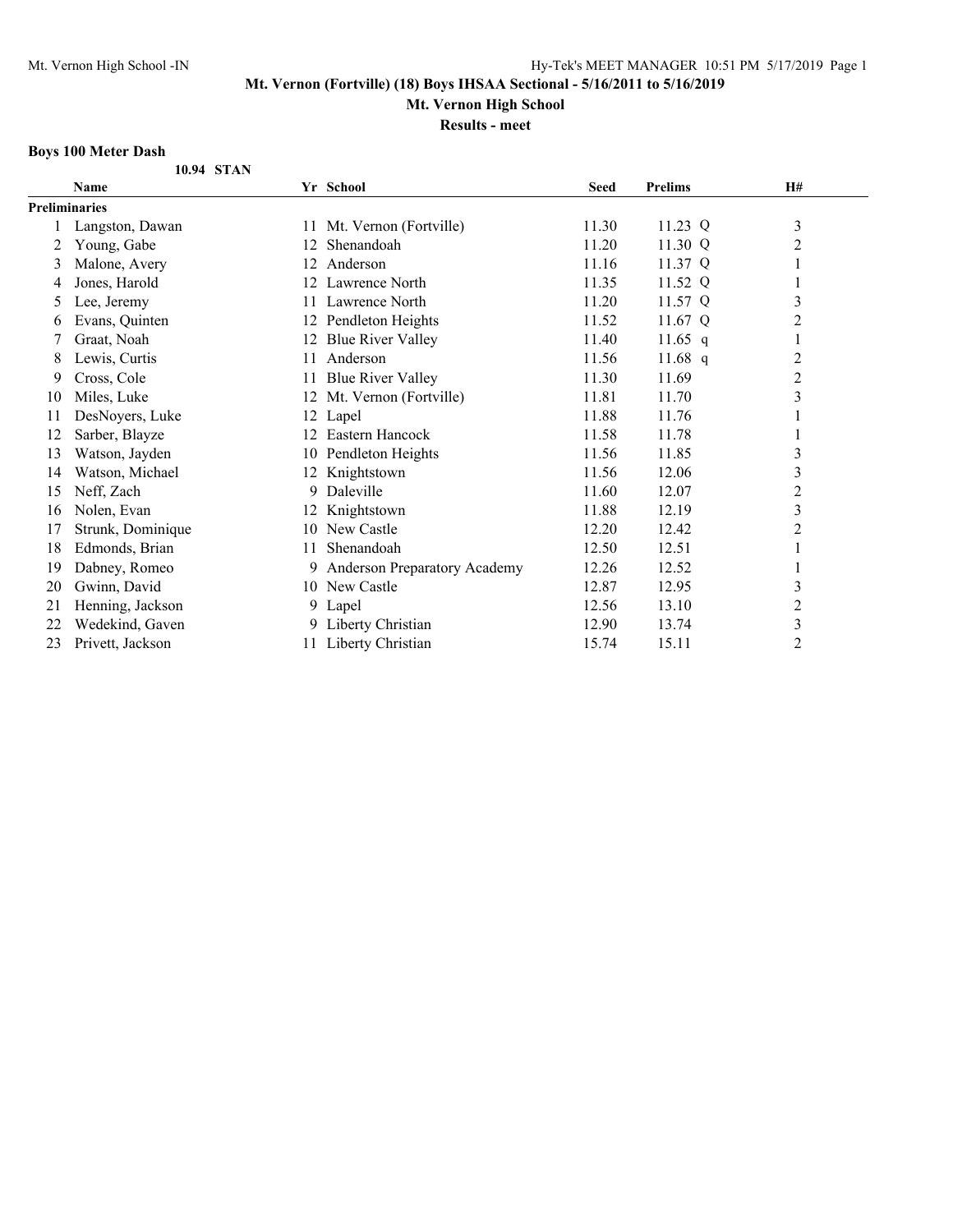**Mt. Vernon (Fortville) (18) Boys IHSAA Sectional - 5/16/2011 to 5/16/2019**

**Mt. Vernon High School**

**Results - meet**

## Boys 100 Meter Dash

**10.94 STAN**

| | Name | Yr | School | Seed | Prelims | | H# |
|---|---|---|---|---|---|---|---|
| **Preliminaries** | | | | | | | |
| 1 | Langston, Dawan | 11 | Mt. Vernon (Fortville) | 11.30 | 11.23 | Q | 3 |
| 2 | Young, Gabe | 12 | Shenandoah | 11.20 | 11.30 | Q | 2 |
| 3 | Malone, Avery | 12 | Anderson | 11.16 | 11.37 | Q | 1 |
| 4 | Jones, Harold | 12 | Lawrence North | 11.35 | 11.52 | Q | 1 |
| 5 | Lee, Jeremy | 11 | Lawrence North | 11.20 | 11.57 | Q | 3 |
| 6 | Evans, Quinten | 12 | Pendleton Heights | 11.52 | 11.67 | Q | 2 |
| 7 | Graat, Noah | 12 | Blue River Valley | 11.40 | 11.65 | q | 1 |
| 8 | Lewis, Curtis | 11 | Anderson | 11.56 | 11.68 | q | 2 |
| 9 | Cross, Cole | 11 | Blue River Valley | 11.30 | 11.69 | | 2 |
| 10 | Miles, Luke | 12 | Mt. Vernon (Fortville) | 11.81 | 11.70 | | 3 |
| 11 | DesNoyers, Luke | 12 | Lapel | 11.88 | 11.76 | | 1 |
| 12 | Sarber, Blayze | 12 | Eastern Hancock | 11.58 | 11.78 | | 1 |
| 13 | Watson, Jayden | 10 | Pendleton Heights | 11.56 | 11.85 | | 3 |
| 14 | Watson, Michael | 12 | Knightstown | 11.56 | 12.06 | | 3 |
| 15 | Neff, Zach | 9 | Daleville | 11.60 | 12.07 | | 2 |
| 16 | Nolen, Evan | 12 | Knightstown | 11.88 | 12.19 | | 3 |
| 17 | Strunk, Dominique | 10 | New Castle | 12.20 | 12.42 | | 2 |
| 18 | Edmonds, Brian | 11 | Shenandoah | 12.50 | 12.51 | | 1 |
| 19 | Dabney, Romeo | 9 | Anderson Preparatory Academy | 12.26 | 12.52 | | 1 |
| 20 | Gwinn, David | 10 | New Castle | 12.87 | 12.95 | | 3 |
| 21 | Henning, Jackson | 9 | Lapel | 12.56 | 13.10 | | 2 |
| 22 | Wedekind, Gaven | 9 | Liberty Christian | 12.90 | 13.74 | | 3 |
| 23 | Privett, Jackson | 11 | Liberty Christian | 15.74 | 15.11 | | 2 |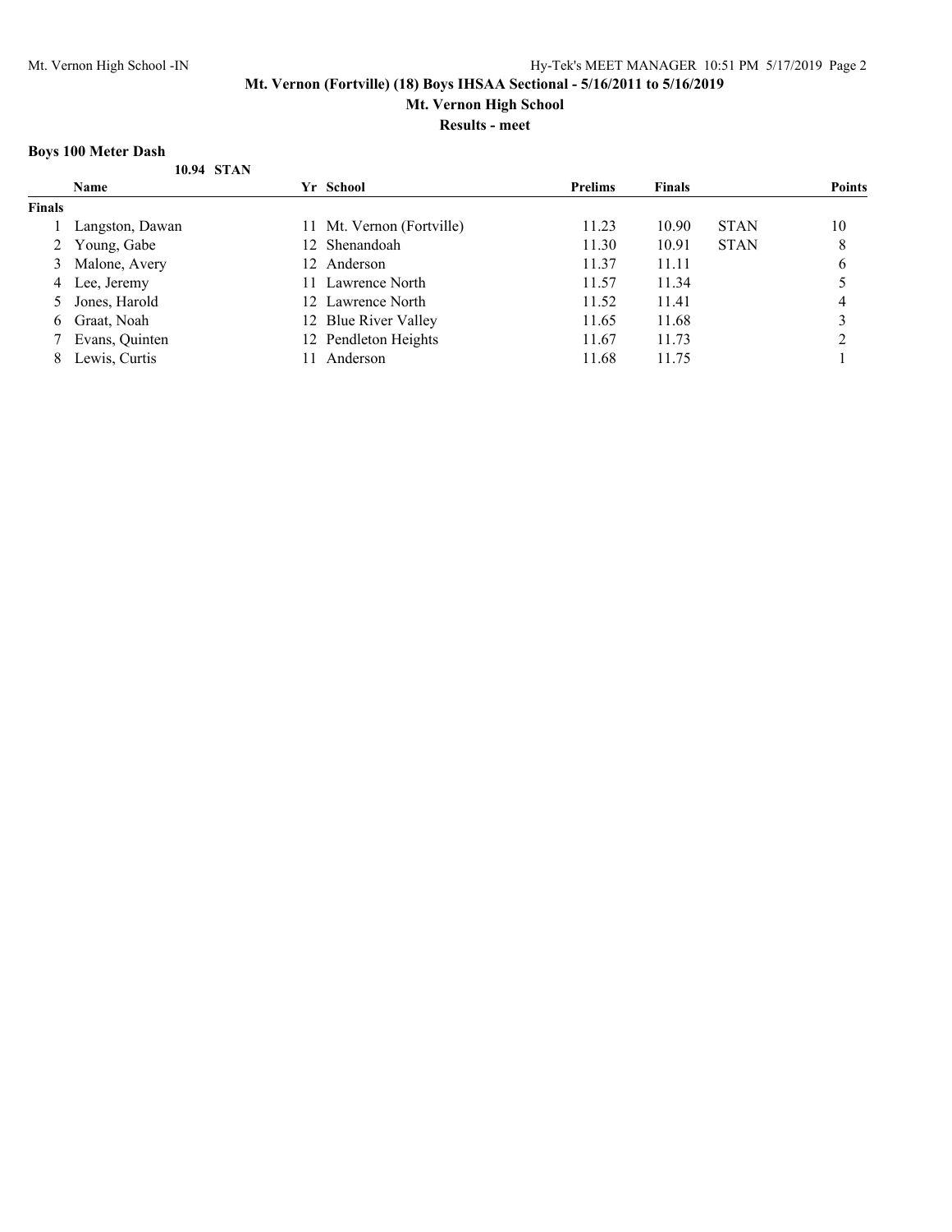**Mt. Vernon (Fortville) (18) Boys IHSAA Sectional - 5/16/2011 to 5/16/2019**

**Mt. Vernon High School**

**Results - meet**

### Boys 100 Meter Dash

**10.94 STAN**

| | Name | Yr | School | Prelims | Finals | | Points |
|---|---|---|---|---|---|---|---|
| **Finals** | | | | | | | |
| 1 | Langston, Dawan | 11 | Mt. Vernon (Fortville) | 11.23 | 10.90 | STAN | 10 |
| 2 | Young, Gabe | 12 | Shenandoah | 11.30 | 10.91 | STAN | 8 |
| 3 | Malone, Avery | 12 | Anderson | 11.37 | 11.11 | | 6 |
| 4 | Lee, Jeremy | 11 | Lawrence North | 11.57 | 11.34 | | 5 |
| 5 | Jones, Harold | 12 | Lawrence North | 11.52 | 11.41 | | 4 |
| 6 | Graat, Noah | 12 | Blue River Valley | 11.65 | 11.68 | | 3 |
| 7 | Evans, Quinten | 12 | Pendleton Heights | 11.67 | 11.73 | | 2 |
| 8 | Lewis, Curtis | 11 | Anderson | 11.68 | 11.75 | | 1 |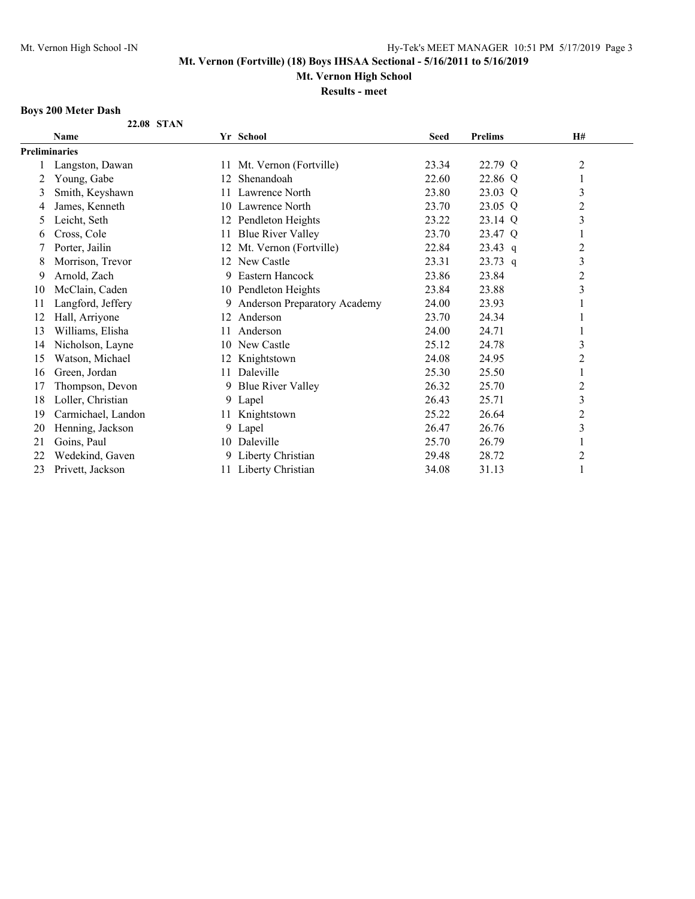**Mt. Vernon (Fortville) (18) Boys IHSAA Sectional - 5/16/2011 to 5/16/2019**

**Mt. Vernon High School**

**Results - meet**

### Boys 200 Meter Dash

**22.08 STAN**

| | Name | Yr | School | Seed | Prelims | | H# |
|---|---|---|---|---|---|---|---|
| **Preliminaries** | | | | | | | |
| 1 | Langston, Dawan | 11 | Mt. Vernon (Fortville) | 23.34 | 22.79 | Q | 2 |
| 2 | Young, Gabe | 12 | Shenandoah | 22.60 | 22.86 | Q | 1 |
| 3 | Smith, Keyshawn | 11 | Lawrence North | 23.80 | 23.03 | Q | 3 |
| 4 | James, Kenneth | 10 | Lawrence North | 23.70 | 23.05 | Q | 2 |
| 5 | Leicht, Seth | 12 | Pendleton Heights | 23.22 | 23.14 | Q | 3 |
| 6 | Cross, Cole | 11 | Blue River Valley | 23.70 | 23.47 | Q | 1 |
| 7 | Porter, Jailin | 12 | Mt. Vernon (Fortville) | 22.84 | 23.43 | q | 2 |
| 8 | Morrison, Trevor | 12 | New Castle | 23.31 | 23.73 | q | 3 |
| 9 | Arnold, Zach | 9 | Eastern Hancock | 23.86 | 23.84 | | 2 |
| 10 | McClain, Caden | 10 | Pendleton Heights | 23.84 | 23.88 | | 3 |
| 11 | Langford, Jeffery | 9 | Anderson Preparatory Academy | 24.00 | 23.93 | | 1 |
| 12 | Hall, Arriyone | 12 | Anderson | 23.70 | 24.34 | | 1 |
| 13 | Williams, Elisha | 11 | Anderson | 24.00 | 24.71 | | 1 |
| 14 | Nicholson, Layne | 10 | New Castle | 25.12 | 24.78 | | 3 |
| 15 | Watson, Michael | 12 | Knightstown | 24.08 | 24.95 | | 2 |
| 16 | Green, Jordan | 11 | Daleville | 25.30 | 25.50 | | 1 |
| 17 | Thompson, Devon | 9 | Blue River Valley | 26.32 | 25.70 | | 2 |
| 18 | Loller, Christian | 9 | Lapel | 26.43 | 25.71 | | 3 |
| 19 | Carmichael, Landon | 11 | Knightstown | 25.22 | 26.64 | | 2 |
| 20 | Henning, Jackson | 9 | Lapel | 26.47 | 26.76 | | 3 |
| 21 | Goins, Paul | 10 | Daleville | 25.70 | 26.79 | | 1 |
| 22 | Wedekind, Gaven | 9 | Liberty Christian | 29.48 | 28.72 | | 2 |
| 23 | Privett, Jackson | 11 | Liberty Christian | 34.08 | 31.13 | | 1 |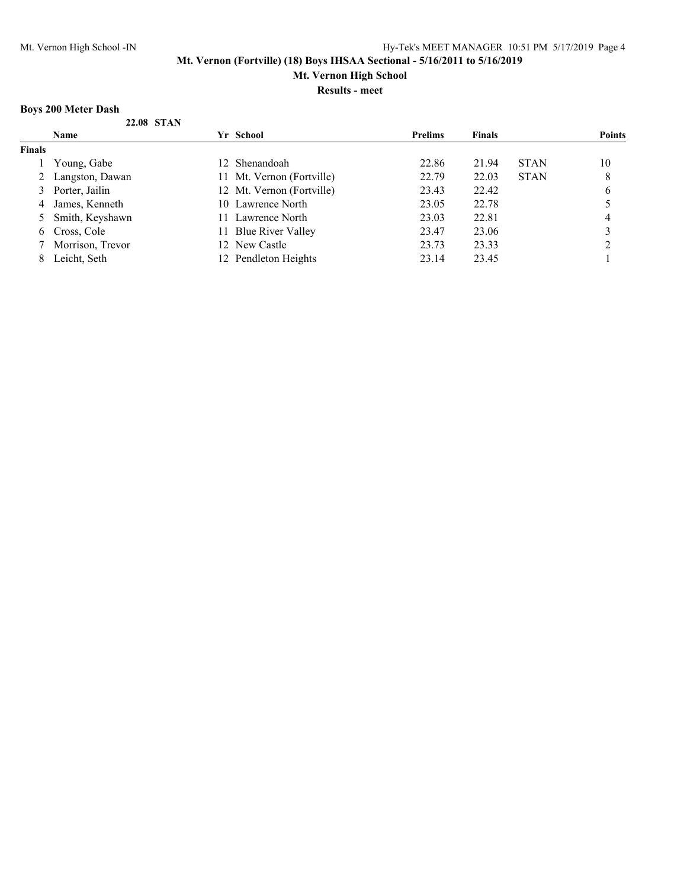Mt. Vernon (Fortville) (18) Boys IHSAA Sectional - 5/16/2011 to 5/16/2019

Mt. Vernon High School

Results - meet

### Boys 200 Meter Dash

22.08 STAN

| | Name | Yr | School | Prelims | Finals | | Points |
|---|---|---|---|---|---|---|---|
| **Finals** | | | | | | | |
| 1 | Young, Gabe | 12 | Shenandoah | 22.86 | 21.94 | STAN | 10 |
| 2 | Langston, Dawan | 11 | Mt. Vernon (Fortville) | 22.79 | 22.03 | STAN | 8 |
| 3 | Porter, Jailin | 12 | Mt. Vernon (Fortville) | 23.43 | 22.42 | | 6 |
| 4 | James, Kenneth | 10 | Lawrence North | 23.05 | 22.78 | | 5 |
| 5 | Smith, Keyshawn | 11 | Lawrence North | 23.03 | 22.81 | | 4 |
| 6 | Cross, Cole | 11 | Blue River Valley | 23.47 | 23.06 | | 3 |
| 7 | Morrison, Trevor | 12 | New Castle | 23.73 | 23.33 | | 2 |
| 8 | Leicht, Seth | 12 | Pendleton Heights | 23.14 | 23.45 | | 1 |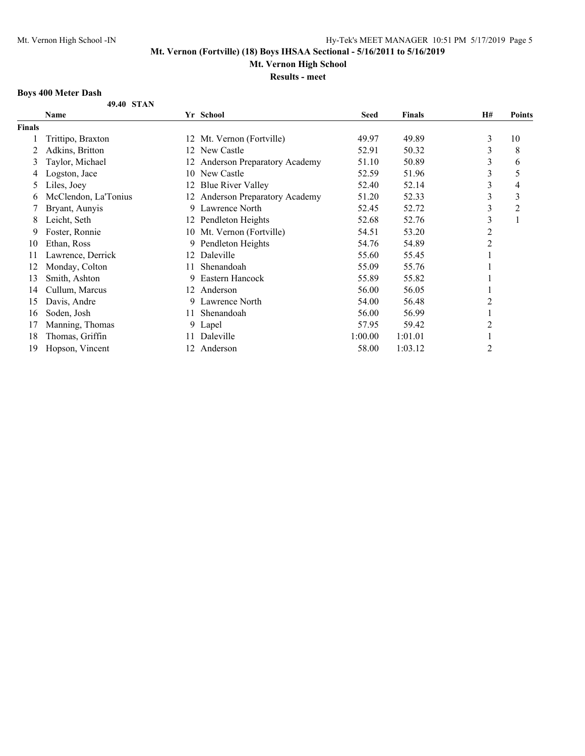**Mt. Vernon (Fortville) (18) Boys IHSAA Sectional - 5/16/2011 to 5/16/2019**

**Mt. Vernon High School**

**Results - meet**

### Boys 400 Meter Dash

**49.40 STAN**

| | Name | Yr | School | Seed | Finals | H# | Points |
|---|---|---|---|---|---|---|---|
| **Finals** | | | | | | | |
| 1 | Trittipo, Braxton | 12 | Mt. Vernon (Fortville) | 49.97 | 49.89 | 3 | 10 |
| 2 | Adkins, Britton | 12 | New Castle | 52.91 | 50.32 | 3 | 8 |
| 3 | Taylor, Michael | 12 | Anderson Preparatory Academy | 51.10 | 50.89 | 3 | 6 |
| 4 | Logston, Jace | 10 | New Castle | 52.59 | 51.96 | 3 | 5 |
| 5 | Liles, Joey | 12 | Blue River Valley | 52.40 | 52.14 | 3 | 4 |
| 6 | McClendon, La'Tonius | 12 | Anderson Preparatory Academy | 51.20 | 52.33 | 3 | 3 |
| 7 | Bryant, Aunyis | 9 | Lawrence North | 52.45 | 52.72 | 3 | 2 |
| 8 | Leicht, Seth | 12 | Pendleton Heights | 52.68 | 52.76 | 3 | 1 |
| 9 | Foster, Ronnie | 10 | Mt. Vernon (Fortville) | 54.51 | 53.20 | 2 | |
| 10 | Ethan, Ross | 9 | Pendleton Heights | 54.76 | 54.89 | 2 | |
| 11 | Lawrence, Derrick | 12 | Daleville | 55.60 | 55.45 | 1 | |
| 12 | Monday, Colton | 11 | Shenandoah | 55.09 | 55.76 | 1 | |
| 13 | Smith, Ashton | 9 | Eastern Hancock | 55.89 | 55.82 | 1 | |
| 14 | Cullum, Marcus | 12 | Anderson | 56.00 | 56.05 | 1 | |
| 15 | Davis, Andre | 9 | Lawrence North | 54.00 | 56.48 | 2 | |
| 16 | Soden, Josh | 11 | Shenandoah | 56.00 | 56.99 | 1 | |
| 17 | Manning, Thomas | 9 | Lapel | 57.95 | 59.42 | 2 | |
| 18 | Thomas, Griffin | 11 | Daleville | 1:00.00 | 1:01.01 | 1 | |
| 19 | Hopson, Vincent | 12 | Anderson | 58.00 | 1:03.12 | 2 | |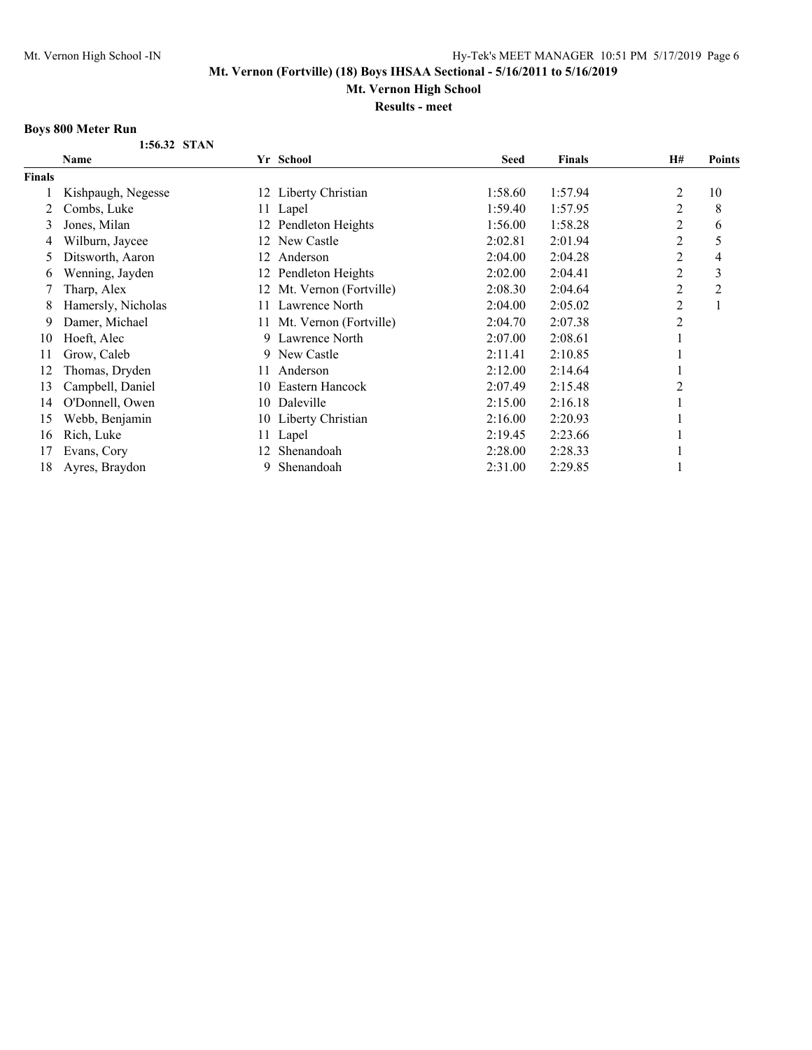Mt. Vernon (Fortville) (18) Boys IHSAA Sectional - 5/16/2011 to 5/16/2019

Mt. Vernon High School

Results - meet

### Boys 800 Meter Run

1:56.32 STAN

| | Name | Yr | School | Seed | Finals | H# | Points |
|---|---|---|---|---|---|---|---|
| **Finals** | | | | | | | |
| 1 | Kishpaugh, Negesse | 12 | Liberty Christian | 1:58.60 | 1:57.94 | 2 | 10 |
| 2 | Combs, Luke | 11 | Lapel | 1:59.40 | 1:57.95 | 2 | 8 |
| 3 | Jones, Milan | 12 | Pendleton Heights | 1:56.00 | 1:58.28 | 2 | 6 |
| 4 | Wilburn, Jaycee | 12 | New Castle | 2:02.81 | 2:01.94 | 2 | 5 |
| 5 | Ditsworth, Aaron | 12 | Anderson | 2:04.00 | 2:04.28 | 2 | 4 |
| 6 | Wenning, Jayden | 12 | Pendleton Heights | 2:02.00 | 2:04.41 | 2 | 3 |
| 7 | Tharp, Alex | 12 | Mt. Vernon (Fortville) | 2:08.30 | 2:04.64 | 2 | 2 |
| 8 | Hamersly, Nicholas | 11 | Lawrence North | 2:04.00 | 2:05.02 | 2 | 1 |
| 9 | Damer, Michael | 11 | Mt. Vernon (Fortville) | 2:04.70 | 2:07.38 | 2 | |
| 10 | Hoeft, Alec | 9 | Lawrence North | 2:07.00 | 2:08.61 | 1 | |
| 11 | Grow, Caleb | 9 | New Castle | 2:11.41 | 2:10.85 | 1 | |
| 12 | Thomas, Dryden | 11 | Anderson | 2:12.00 | 2:14.64 | 1 | |
| 13 | Campbell, Daniel | 10 | Eastern Hancock | 2:07.49 | 2:15.48 | 2 | |
| 14 | O'Donnell, Owen | 10 | Daleville | 2:15.00 | 2:16.18 | 1 | |
| 15 | Webb, Benjamin | 10 | Liberty Christian | 2:16.00 | 2:20.93 | 1 | |
| 16 | Rich, Luke | 11 | Lapel | 2:19.45 | 2:23.66 | 1 | |
| 17 | Evans, Cory | 12 | Shenandoah | 2:28.00 | 2:28.33 | 1 | |
| 18 | Ayres, Braydon | 9 | Shenandoah | 2:31.00 | 2:29.85 | 1 | |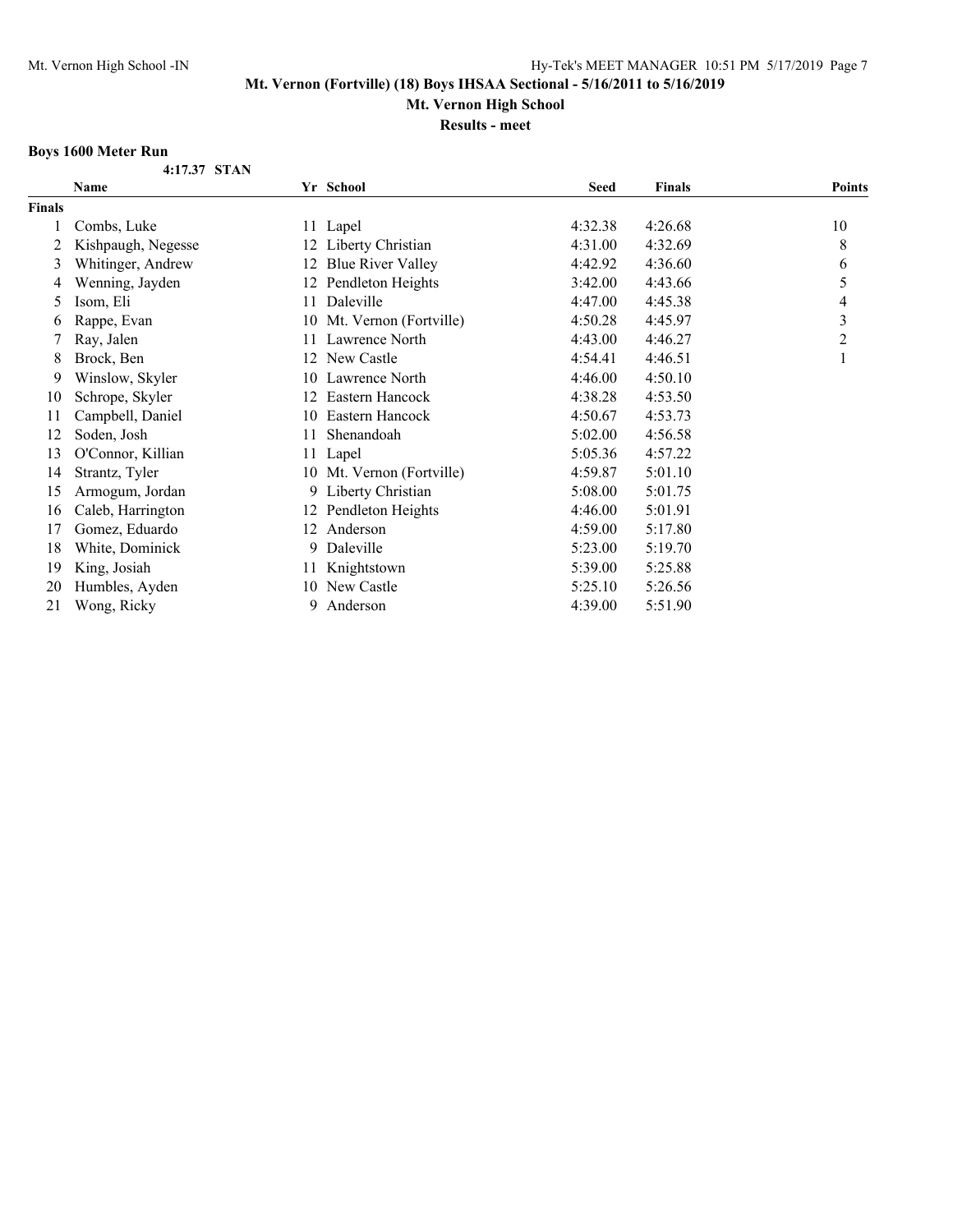**Mt. Vernon (Fortville) (18) Boys IHSAA Sectional - 5/16/2011 to 5/16/2019**

**Mt. Vernon High School**

**Results - meet**

### Boys 1600 Meter Run

**4:17.37 STAN**

| | Name | Yr | School | Seed | Finals | Points |
|---|---|---|---|---|---|---|
| **Finals** | | | | | | |
| 1 | Combs, Luke | 11 | Lapel | 4:32.38 | 4:26.68 | 10 |
| 2 | Kishpaugh, Negesse | 12 | Liberty Christian | 4:31.00 | 4:32.69 | 8 |
| 3 | Whitinger, Andrew | 12 | Blue River Valley | 4:42.92 | 4:36.60 | 6 |
| 4 | Wenning, Jayden | 12 | Pendleton Heights | 3:42.00 | 4:43.66 | 5 |
| 5 | Isom, Eli | 11 | Daleville | 4:47.00 | 4:45.38 | 4 |
| 6 | Rappe, Evan | 10 | Mt. Vernon (Fortville) | 4:50.28 | 4:45.97 | 3 |
| 7 | Ray, Jalen | 11 | Lawrence North | 4:43.00 | 4:46.27 | 2 |
| 8 | Brock, Ben | 12 | New Castle | 4:54.41 | 4:46.51 | 1 |
| 9 | Winslow, Skyler | 10 | Lawrence North | 4:46.00 | 4:50.10 | |
| 10 | Schrope, Skyler | 12 | Eastern Hancock | 4:38.28 | 4:53.50 | |
| 11 | Campbell, Daniel | 10 | Eastern Hancock | 4:50.67 | 4:53.73 | |
| 12 | Soden, Josh | 11 | Shenandoah | 5:02.00 | 4:56.58 | |
| 13 | O'Connor, Killian | 11 | Lapel | 5:05.36 | 4:57.22 | |
| 14 | Strantz, Tyler | 10 | Mt. Vernon (Fortville) | 4:59.87 | 5:01.10 | |
| 15 | Armogum, Jordan | 9 | Liberty Christian | 5:08.00 | 5:01.75 | |
| 16 | Caleb, Harrington | 12 | Pendleton Heights | 4:46.00 | 5:01.91 | |
| 17 | Gomez, Eduardo | 12 | Anderson | 4:59.00 | 5:17.80 | |
| 18 | White, Dominick | 9 | Daleville | 5:23.00 | 5:19.70 | |
| 19 | King, Josiah | 11 | Knightstown | 5:39.00 | 5:25.88 | |
| 20 | Humbles, Ayden | 10 | New Castle | 5:25.10 | 5:26.56 | |
| 21 | Wong, Ricky | 9 | Anderson | 4:39.00 | 5:51.90 | |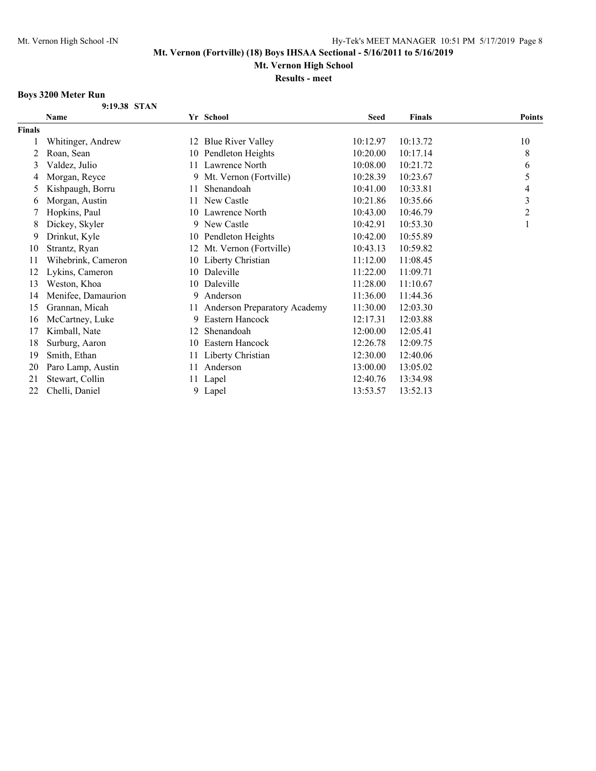**Mt. Vernon (Fortville) (18) Boys IHSAA Sectional - 5/16/2011 to 5/16/2019**

**Mt. Vernon High School**

**Results - meet**

### Boys 3200 Meter Run

**9:19.38 STAN**

| | Name | Yr | School | Seed | Finals | Points |
|---|---|---|---|---|---|---|
| **Finals** | | | | | | |
| 1 | Whitinger, Andrew | 12 | Blue River Valley | 10:12.97 | 10:13.72 | 10 |
| 2 | Roan, Sean | 10 | Pendleton Heights | 10:20.00 | 10:17.14 | 8 |
| 3 | Valdez, Julio | 11 | Lawrence North | 10:08.00 | 10:21.72 | 6 |
| 4 | Morgan, Reyce | 9 | Mt. Vernon (Fortville) | 10:28.39 | 10:23.67 | 5 |
| 5 | Kishpaugh, Borru | 11 | Shenandoah | 10:41.00 | 10:33.81 | 4 |
| 6 | Morgan, Austin | 11 | New Castle | 10:21.86 | 10:35.66 | 3 |
| 7 | Hopkins, Paul | 10 | Lawrence North | 10:43.00 | 10:46.79 | 2 |
| 8 | Dickey, Skyler | 9 | New Castle | 10:42.91 | 10:53.30 | 1 |
| 9 | Drinkut, Kyle | 10 | Pendleton Heights | 10:42.00 | 10:55.89 | |
| 10 | Strantz, Ryan | 12 | Mt. Vernon (Fortville) | 10:43.13 | 10:59.82 | |
| 11 | Wihebrink, Cameron | 10 | Liberty Christian | 11:12.00 | 11:08.45 | |
| 12 | Lykins, Cameron | 10 | Daleville | 11:22.00 | 11:09.71 | |
| 13 | Weston, Khoa | 10 | Daleville | 11:28.00 | 11:10.67 | |
| 14 | Menifee, Damaurion | 9 | Anderson | 11:36.00 | 11:44.36 | |
| 15 | Grannan, Micah | 11 | Anderson Preparatory Academy | 11:30.00 | 12:03.30 | |
| 16 | McCartney, Luke | 9 | Eastern Hancock | 12:17.31 | 12:03.88 | |
| 17 | Kimball, Nate | 12 | Shenandoah | 12:00.00 | 12:05.41 | |
| 18 | Surburg, Aaron | 10 | Eastern Hancock | 12:26.78 | 12:09.75 | |
| 19 | Smith, Ethan | 11 | Liberty Christian | 12:30.00 | 12:40.06 | |
| 20 | Paro Lamp, Austin | 11 | Anderson | 13:00.00 | 13:05.02 | |
| 21 | Stewart, Collin | 11 | Lapel | 12:40.76 | 13:34.98 | |
| 22 | Chelli, Daniel | 9 | Lapel | 13:53.57 | 13:52.13 | |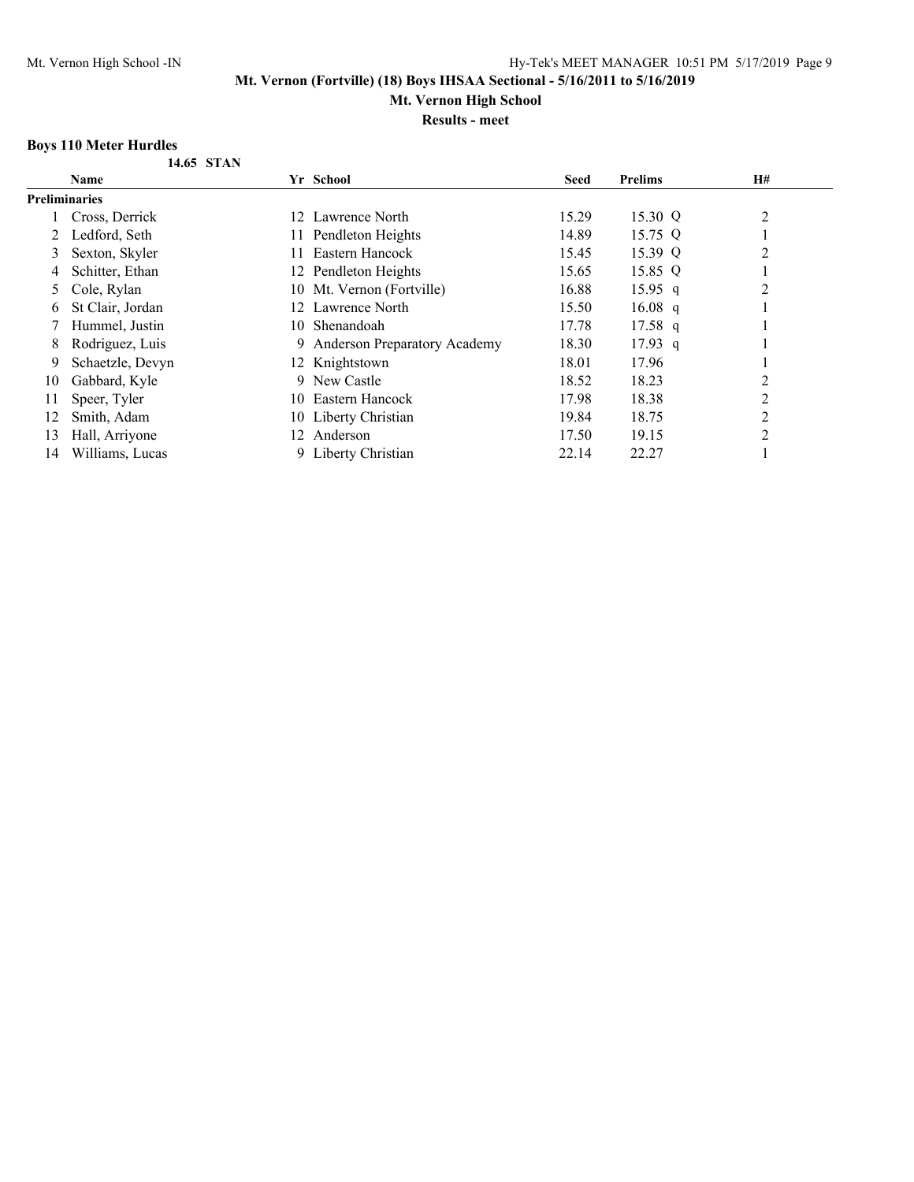**Mt. Vernon (Fortville) (18) Boys IHSAA Sectional - 5/16/2011 to 5/16/2019**

**Mt. Vernon High School**

**Results - meet**

### Boys 110 Meter Hurdles

**14.65 STAN**

| | Name | Yr | School | Seed | Prelims | H# |
|---|---|---|---|---|---|---|
| **Preliminaries** | | | | | | |
| 1 | Cross, Derrick | 12 | Lawrence North | 15.29 | 15.30 Q | 2 |
| 2 | Ledford, Seth | 11 | Pendleton Heights | 14.89 | 15.75 Q | 1 |
| 3 | Sexton, Skyler | 11 | Eastern Hancock | 15.45 | 15.39 Q | 2 |
| 4 | Schitter, Ethan | 12 | Pendleton Heights | 15.65 | 15.85 Q | 1 |
| 5 | Cole, Rylan | 10 | Mt. Vernon (Fortville) | 16.88 | 15.95 q | 2 |
| 6 | St Clair, Jordan | 12 | Lawrence North | 15.50 | 16.08 q | 1 |
| 7 | Hummel, Justin | 10 | Shenandoah | 17.78 | 17.58 q | 1 |
| 8 | Rodriguez, Luis | 9 | Anderson Preparatory Academy | 18.30 | 17.93 q | 1 |
| 9 | Schaetzle, Devyn | 12 | Knightstown | 18.01 | 17.96 | 1 |
| 10 | Gabbard, Kyle | 9 | New Castle | 18.52 | 18.23 | 2 |
| 11 | Speer, Tyler | 10 | Eastern Hancock | 17.98 | 18.38 | 2 |
| 12 | Smith, Adam | 10 | Liberty Christian | 19.84 | 18.75 | 2 |
| 13 | Hall, Arriyone | 12 | Anderson | 17.50 | 19.15 | 2 |
| 14 | Williams, Lucas | 9 | Liberty Christian | 22.14 | 22.27 | 1 |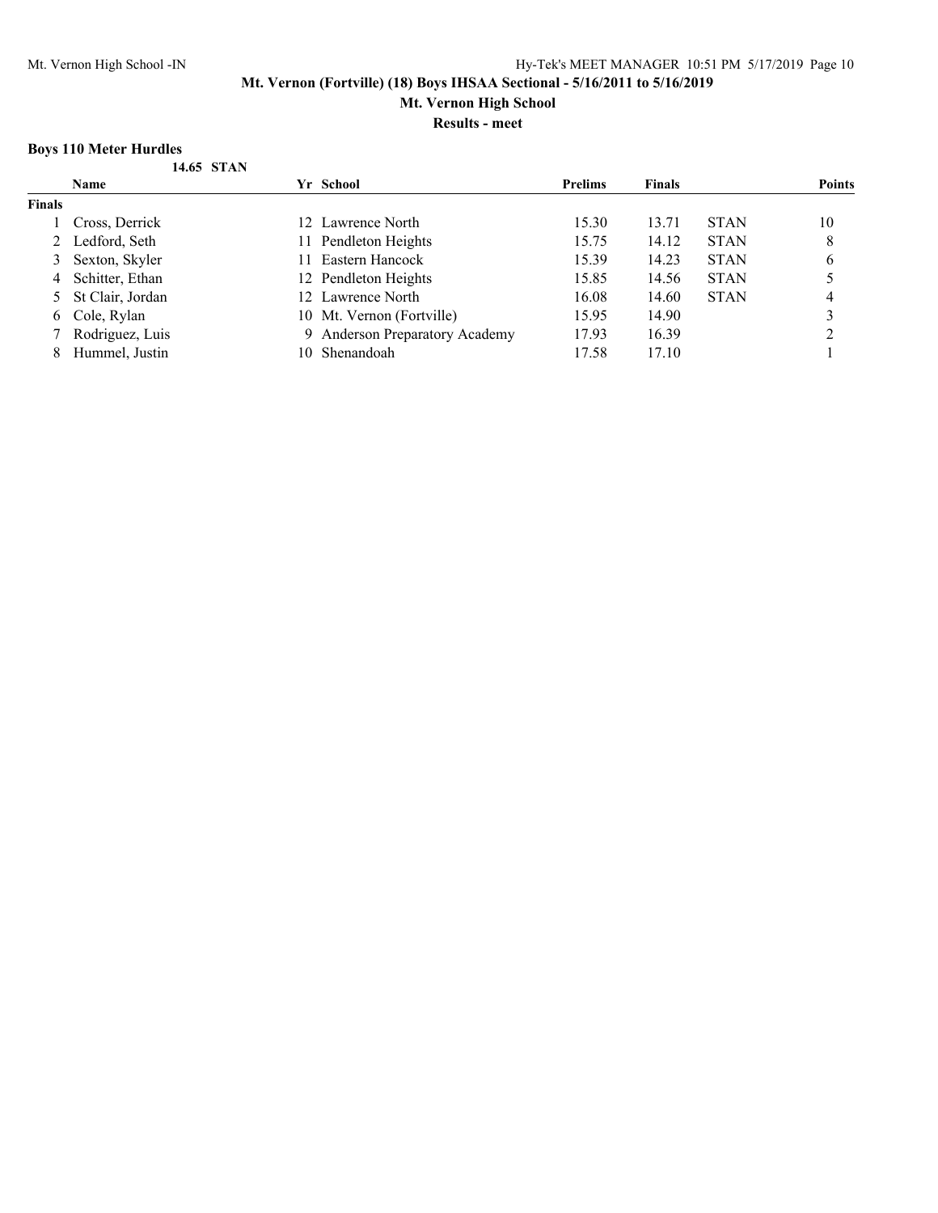**Mt. Vernon (Fortville) (18) Boys IHSAA Sectional - 5/16/2011 to 5/16/2019**

**Mt. Vernon High School**

**Results - meet**

### Boys 110 Meter Hurdles

**14.65 STAN**

| | Name | Yr | School | Prelims | Finals | | Points |
|---|---|---|---|---|---|---|---|
| **Finals** | | | | | | | |
| 1 | Cross, Derrick | 12 | Lawrence North | 15.30 | 13.71 | STAN | 10 |
| 2 | Ledford, Seth | 11 | Pendleton Heights | 15.75 | 14.12 | STAN | 8 |
| 3 | Sexton, Skyler | 11 | Eastern Hancock | 15.39 | 14.23 | STAN | 6 |
| 4 | Schitter, Ethan | 12 | Pendleton Heights | 15.85 | 14.56 | STAN | 5 |
| 5 | St Clair, Jordan | 12 | Lawrence North | 16.08 | 14.60 | STAN | 4 |
| 6 | Cole, Rylan | 10 | Mt. Vernon (Fortville) | 15.95 | 14.90 | | 3 |
| 7 | Rodriguez, Luis | 9 | Anderson Preparatory Academy | 17.93 | 16.39 | | 2 |
| 8 | Hummel, Justin | 10 | Shenandoah | 17.58 | 17.10 | | 1 |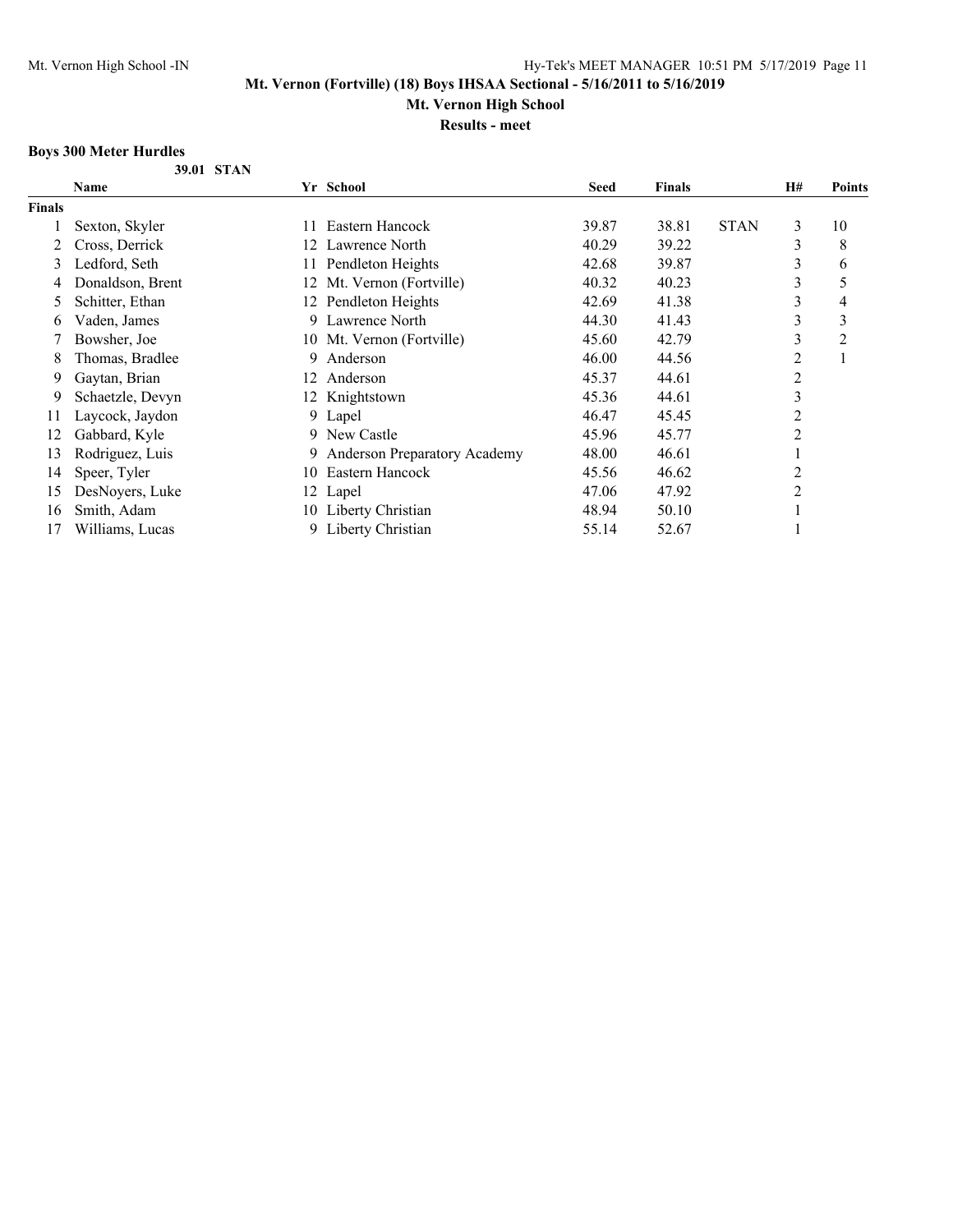**Mt. Vernon (Fortville) (18) Boys IHSAA Sectional - 5/16/2011 to 5/16/2019**

**Mt. Vernon High School**

**Results - meet**

### Boys 300 Meter Hurdles

**39.01 STAN**

| | Name | Yr | School | Seed | Finals | | H# | Points |
|---|---|---|---|---|---|---|---|---|
| **Finals** | | | | | | | | |
| 1 | Sexton, Skyler | 11 | Eastern Hancock | 39.87 | 38.81 | STAN | 3 | 10 |
| 2 | Cross, Derrick | 12 | Lawrence North | 40.29 | 39.22 | | 3 | 8 |
| 3 | Ledford, Seth | 11 | Pendleton Heights | 42.68 | 39.87 | | 3 | 6 |
| 4 | Donaldson, Brent | 12 | Mt. Vernon (Fortville) | 40.32 | 40.23 | | 3 | 5 |
| 5 | Schitter, Ethan | 12 | Pendleton Heights | 42.69 | 41.38 | | 3 | 4 |
| 6 | Vaden, James | 9 | Lawrence North | 44.30 | 41.43 | | 3 | 3 |
| 7 | Bowsher, Joe | 10 | Mt. Vernon (Fortville) | 45.60 | 42.79 | | 3 | 2 |
| 8 | Thomas, Bradlee | 9 | Anderson | 46.00 | 44.56 | | 2 | 1 |
| 9 | Gaytan, Brian | 12 | Anderson | 45.37 | 44.61 | | 2 | |
| 9 | Schaetzle, Devyn | 12 | Knightstown | 45.36 | 44.61 | | 3 | |
| 11 | Laycock, Jaydon | 9 | Lapel | 46.47 | 45.45 | | 2 | |
| 12 | Gabbard, Kyle | 9 | New Castle | 45.96 | 45.77 | | 2 | |
| 13 | Rodriguez, Luis | 9 | Anderson Preparatory Academy | 48.00 | 46.61 | | 1 | |
| 14 | Speer, Tyler | 10 | Eastern Hancock | 45.56 | 46.62 | | 2 | |
| 15 | DesNoyers, Luke | 12 | Lapel | 47.06 | 47.92 | | 2 | |
| 16 | Smith, Adam | 10 | Liberty Christian | 48.94 | 50.10 | | 1 | |
| 17 | Williams, Lucas | 9 | Liberty Christian | 55.14 | 52.67 | | 1 | |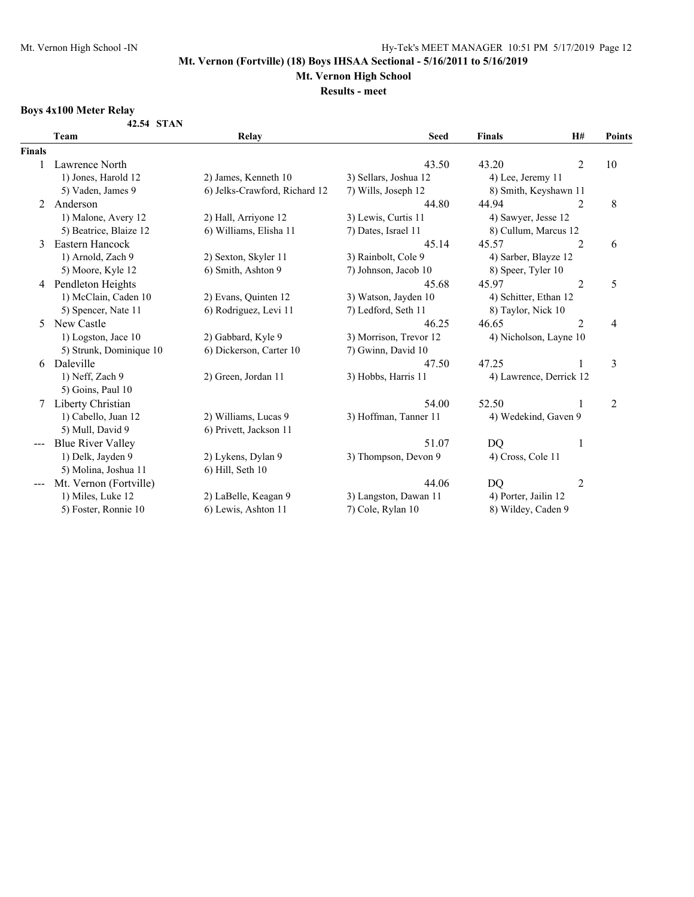## Mt. Vernon (Fortville) (18) Boys IHSAA Sectional - 5/16/2011 to 5/16/2019

### Mt. Vernon High School

### Results - meet

**Boys 4x100 Meter Relay**

**42.54 STAN**

| | Team | Relay | | Seed | Finals | H# | Points |
|---|---|---|---|---|---|---|---|
| **Finals** | | | | | | | |
| 1 | Lawrence North | | | 43.50 | 43.20 | 2 | 10 |
| | 1) Jones, Harold 12 | 2) James, Kenneth 10 | 3) Sellars, Joshua 12 | 4) Lee, Jeremy 11 | | | |
| | 5) Vaden, James 9 | 6) Jelks-Crawford, Richard 12 | 7) Wills, Joseph 12 | 8) Smith, Keyshawn 11 | | | |
| 2 | Anderson | | | 44.80 | 44.94 | 2 | 8 |
| | 1) Malone, Avery 12 | 2) Hall, Arriyone 12 | 3) Lewis, Curtis 11 | 4) Sawyer, Jesse 12 | | | |
| | 5) Beatrice, Blaize 12 | 6) Williams, Elisha 11 | 7) Dates, Israel 11 | 8) Cullum, Marcus 12 | | | |
| 3 | Eastern Hancock | | | 45.14 | 45.57 | 2 | 6 |
| | 1) Arnold, Zach 9 | 2) Sexton, Skyler 11 | 3) Rainbolt, Cole 9 | 4) Sarber, Blayze 12 | | | |
| | 5) Moore, Kyle 12 | 6) Smith, Ashton 9 | 7) Johnson, Jacob 10 | 8) Speer, Tyler 10 | | | |
| 4 | Pendleton Heights | | | 45.68 | 45.97 | 2 | 5 |
| | 1) McClain, Caden 10 | 2) Evans, Quinten 12 | 3) Watson, Jayden 10 | 4) Schitter, Ethan 12 | | | |
| | 5) Spencer, Nate 11 | 6) Rodriguez, Levi 11 | 7) Ledford, Seth 11 | 8) Taylor, Nick 10 | | | |
| 5 | New Castle | | | 46.25 | 46.65 | 2 | 4 |
| | 1) Logston, Jace 10 | 2) Gabbard, Kyle 9 | 3) Morrison, Trevor 12 | 4) Nicholson, Layne 10 | | | |
| | 5) Strunk, Dominique 10 | 6) Dickerson, Carter 10 | 7) Gwinn, David 10 | | | | |
| 6 | Daleville | | | 47.50 | 47.25 | 1 | 3 |
| | 1) Neff, Zach 9 | 2) Green, Jordan 11 | 3) Hobbs, Harris 11 | 4) Lawrence, Derrick 12 | | | |
| | 5) Goins, Paul 10 | | | | | | |
| 7 | Liberty Christian | | | 54.00 | 52.50 | 1 | 2 |
| | 1) Cabello, Juan 12 | 2) Williams, Lucas 9 | 3) Hoffman, Tanner 11 | 4) Wedekind, Gaven 9 | | | |
| | 5) Mull, David 9 | 6) Privett, Jackson 11 | | | | | |
| --- | Blue River Valley | | | 51.07 | DQ | 1 | |
| | 1) Delk, Jayden 9 | 2) Lykens, Dylan 9 | 3) Thompson, Devon 9 | 4) Cross, Cole 11 | | | |
| | 5) Molina, Joshua 11 | 6) Hill, Seth 10 | | | | | |
| --- | Mt. Vernon (Fortville) | | | 44.06 | DQ | 2 | |
| | 1) Miles, Luke 12 | 2) LaBelle, Keagan 9 | 3) Langston, Dawan 11 | 4) Porter, Jailin 12 | | | |
| | 5) Foster, Ronnie 10 | 6) Lewis, Ashton 11 | 7) Cole, Rylan 10 | 8) Wildey, Caden 9 | | | |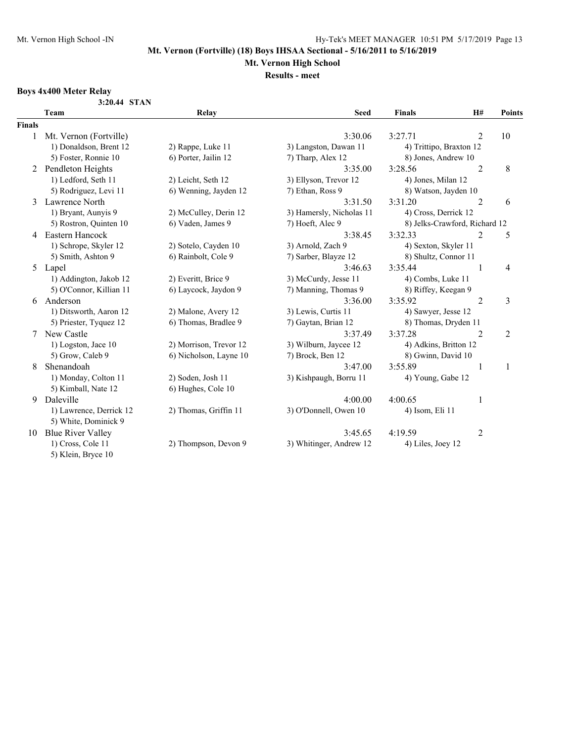# Mt. Vernon (Fortville) (18) Boys IHSAA Sectional - 5/16/2011 to 5/16/2019

## Mt. Vernon High School

### Results - meet

**Boys 4x400 Meter Relay**

**3:20.44 STAN**

| | Team | Relay | | Seed | Finals | H# | Points |
|---|---|---|---|---|---|---|---|
| **Finals** | | | | | | | |
| 1 | Mt. Vernon (Fortville) | | | 3:30.06 | 3:27.71 | 2 | 10 |
| | 1) Donaldson, Brent 12 | 2) Rappe, Luke 11 | 3) Langston, Dawan 11 | | 4) Trittipo, Braxton 12 | | |
| | 5) Foster, Ronnie 10 | 6) Porter, Jailin 12 | 7) Tharp, Alex 12 | | 8) Jones, Andrew 10 | | |
| 2 | Pendleton Heights | | | 3:35.00 | 3:28.56 | 2 | 8 |
| | 1) Ledford, Seth 11 | 2) Leicht, Seth 12 | 3) Ellyson, Trevor 12 | | 4) Jones, Milan 12 | | |
| | 5) Rodriguez, Levi 11 | 6) Wenning, Jayden 12 | 7) Ethan, Ross 9 | | 8) Watson, Jayden 10 | | |
| 3 | Lawrence North | | | 3:31.50 | 3:31.20 | 2 | 6 |
| | 1) Bryant, Aunyis 9 | 2) McCulley, Derin 12 | 3) Hamersly, Nicholas 11 | | 4) Cross, Derrick 12 | | |
| | 5) Rostron, Quinten 10 | 6) Vaden, James 9 | 7) Hoeft, Alec 9 | | 8) Jelks-Crawford, Richard 12 | | |
| 4 | Eastern Hancock | | | 3:38.45 | 3:32.33 | 2 | 5 |
| | 1) Schrope, Skyler 12 | 2) Sotelo, Cayden 10 | 3) Arnold, Zach 9 | | 4) Sexton, Skyler 11 | | |
| | 5) Smith, Ashton 9 | 6) Rainbolt, Cole 9 | 7) Sarber, Blayze 12 | | 8) Shultz, Connor 11 | | |
| 5 | Lapel | | | 3:46.63 | 3:35.44 | 1 | 4 |
| | 1) Addington, Jakob 12 | 2) Everitt, Brice 9 | 3) McCurdy, Jesse 11 | | 4) Combs, Luke 11 | | |
| | 5) O'Connor, Killian 11 | 6) Laycock, Jaydon 9 | 7) Manning, Thomas 9 | | 8) Riffey, Keegan 9 | | |
| 6 | Anderson | | | 3:36.00 | 3:35.92 | 2 | 3 |
| | 1) Ditsworth, Aaron 12 | 2) Malone, Avery 12 | 3) Lewis, Curtis 11 | | 4) Sawyer, Jesse 12 | | |
| | 5) Priester, Tyquez 12 | 6) Thomas, Bradlee 9 | 7) Gaytan, Brian 12 | | 8) Thomas, Dryden 11 | | |
| 7 | New Castle | | | 3:37.49 | 3:37.28 | 2 | 2 |
| | 1) Logston, Jace 10 | 2) Morrison, Trevor 12 | 3) Wilburn, Jaycee 12 | | 4) Adkins, Britton 12 | | |
| | 5) Grow, Caleb 9 | 6) Nicholson, Layne 10 | 7) Brock, Ben 12 | | 8) Gwinn, David 10 | | |
| 8 | Shenandoah | | | 3:47.00 | 3:55.89 | 1 | 1 |
| | 1) Monday, Colton 11 | 2) Soden, Josh 11 | 3) Kishpaugh, Borru 11 | | 4) Young, Gabe 12 | | |
| | 5) Kimball, Nate 12 | 6) Hughes, Cole 10 | | | | | |
| 9 | Daleville | | | 4:00.00 | 4:00.65 | 1 | |
| | 1) Lawrence, Derrick 12 | 2) Thomas, Griffin 11 | 3) O'Donnell, Owen 10 | | 4) Isom, Eli 11 | | |
| | 5) White, Dominick 9 | | | | | | |
| 10 | Blue River Valley | | | 3:45.65 | 4:19.59 | 2 | |
| | 1) Cross, Cole 11 | 2) Thompson, Devon 9 | 3) Whitinger, Andrew 12 | | 4) Liles, Joey 12 | | |
| | 5) Klein, Bryce 10 | | | | | | |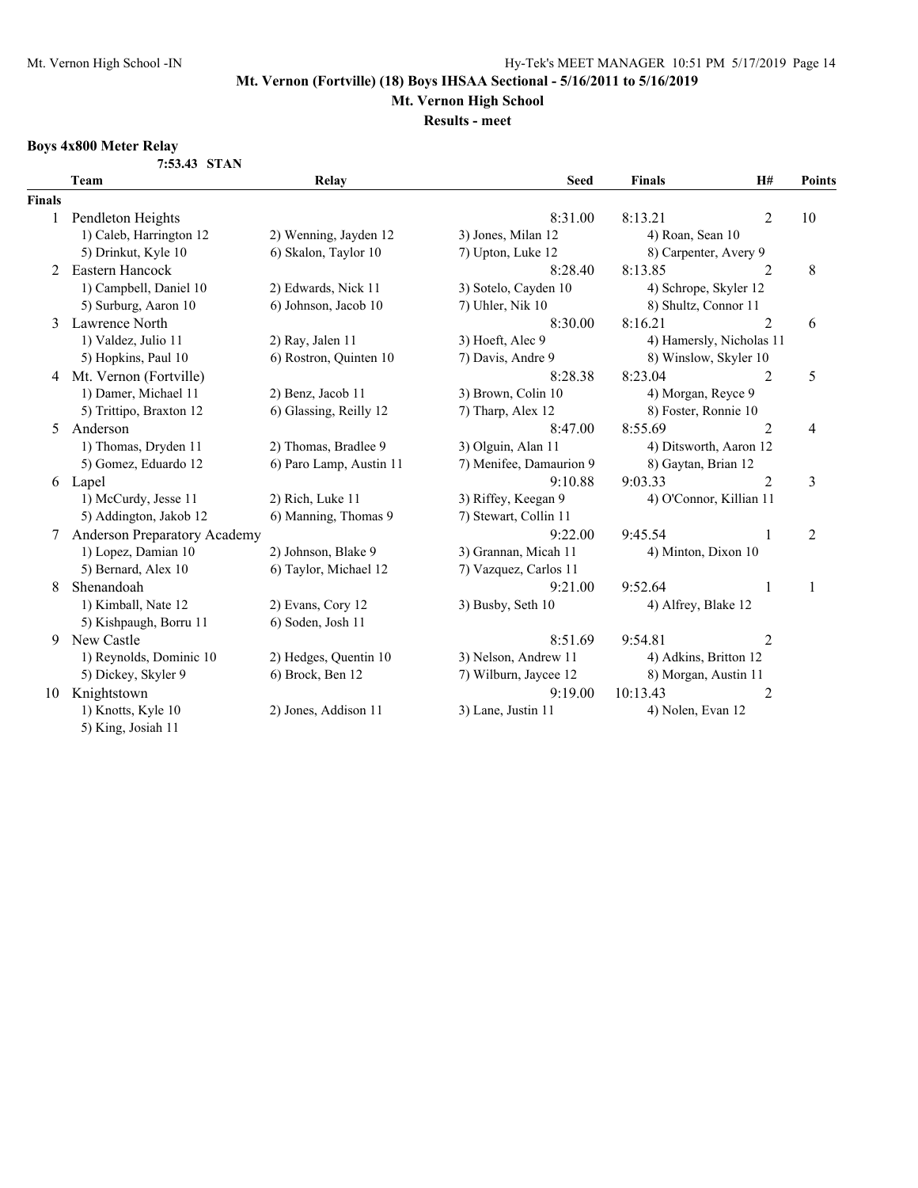# Mt. Vernon (Fortville) (18) Boys IHSAA Sectional - 5/16/2011 to 5/16/2019

## Mt. Vernon High School

### Results - meet

**Boys 4x800 Meter Relay**

**7:53.43 STAN**

| | Team | Relay | Seed | Finals | H# | Points |
|---|---|---|---|---|---|---|
| **Finals** | | | | | | |
| 1 | Pendleton Heights | | 8:31.00 | 8:13.21 | 2 | 10 |
| | 1) Caleb, Harrington 12 | 2) Wenning, Jayden 12 | 3) Jones, Milan 12 | 4) Roan, Sean 10 | | |
| | 5) Drinkut, Kyle 10 | 6) Skalon, Taylor 10 | 7) Upton, Luke 12 | 8) Carpenter, Avery 9 | | |
| 2 | Eastern Hancock | | 8:28.40 | 8:13.85 | 2 | 8 |
| | 1) Campbell, Daniel 10 | 2) Edwards, Nick 11 | 3) Sotelo, Cayden 10 | 4) Schrope, Skyler 12 | | |
| | 5) Surburg, Aaron 10 | 6) Johnson, Jacob 10 | 7) Uhler, Nik 10 | 8) Shultz, Connor 11 | | |
| 3 | Lawrence North | | 8:30.00 | 8:16.21 | 2 | 6 |
| | 1) Valdez, Julio 11 | 2) Ray, Jalen 11 | 3) Hoeft, Alec 9 | 4) Hamersly, Nicholas 11 | | |
| | 5) Hopkins, Paul 10 | 6) Rostron, Quinten 10 | 7) Davis, Andre 9 | 8) Winslow, Skyler 10 | | |
| 4 | Mt. Vernon (Fortville) | | 8:28.38 | 8:23.04 | 2 | 5 |
| | 1) Damer, Michael 11 | 2) Benz, Jacob 11 | 3) Brown, Colin 10 | 4) Morgan, Reyce 9 | | |
| | 5) Trittipo, Braxton 12 | 6) Glassing, Reilly 12 | 7) Tharp, Alex 12 | 8) Foster, Ronnie 10 | | |
| 5 | Anderson | | 8:47.00 | 8:55.69 | 2 | 4 |
| | 1) Thomas, Dryden 11 | 2) Thomas, Bradlee 9 | 3) Olguin, Alan 11 | 4) Ditsworth, Aaron 12 | | |
| | 5) Gomez, Eduardo 12 | 6) Paro Lamp, Austin 11 | 7) Menifee, Damaurion 9 | 8) Gaytan, Brian 12 | | |
| 6 | Lapel | | 9:10.88 | 9:03.33 | 2 | 3 |
| | 1) McCurdy, Jesse 11 | 2) Rich, Luke 11 | 3) Riffey, Keegan 9 | 4) O'Connor, Killian 11 | | |
| | 5) Addington, Jakob 12 | 6) Manning, Thomas 9 | 7) Stewart, Collin 11 | | | |
| 7 | Anderson Preparatory Academy | | 9:22.00 | 9:45.54 | 1 | 2 |
| | 1) Lopez, Damian 10 | 2) Johnson, Blake 9 | 3) Grannan, Micah 11 | 4) Minton, Dixon 10 | | |
| | 5) Bernard, Alex 10 | 6) Taylor, Michael 12 | 7) Vazquez, Carlos 11 | | | |
| 8 | Shenandoah | | 9:21.00 | 9:52.64 | 1 | 1 |
| | 1) Kimball, Nate 12 | 2) Evans, Cory 12 | 3) Busby, Seth 10 | 4) Alfrey, Blake 12 | | |
| | 5) Kishpaugh, Borru 11 | 6) Soden, Josh 11 | | | | |
| 9 | New Castle | | 8:51.69 | 9:54.81 | 2 | |
| | 1) Reynolds, Dominic 10 | 2) Hedges, Quentin 10 | 3) Nelson, Andrew 11 | 4) Adkins, Britton 12 | | |
| | 5) Dickey, Skyler 9 | 6) Brock, Ben 12 | 7) Wilburn, Jaycee 12 | 8) Morgan, Austin 11 | | |
| 10 | Knightstown | | 9:19.00 | 10:13.43 | 2 | |
| | 1) Knotts, Kyle 10 | 2) Jones, Addison 11 | 3) Lane, Justin 11 | 4) Nolen, Evan 12 | | |
| | 5) King, Josiah 11 | | | | | |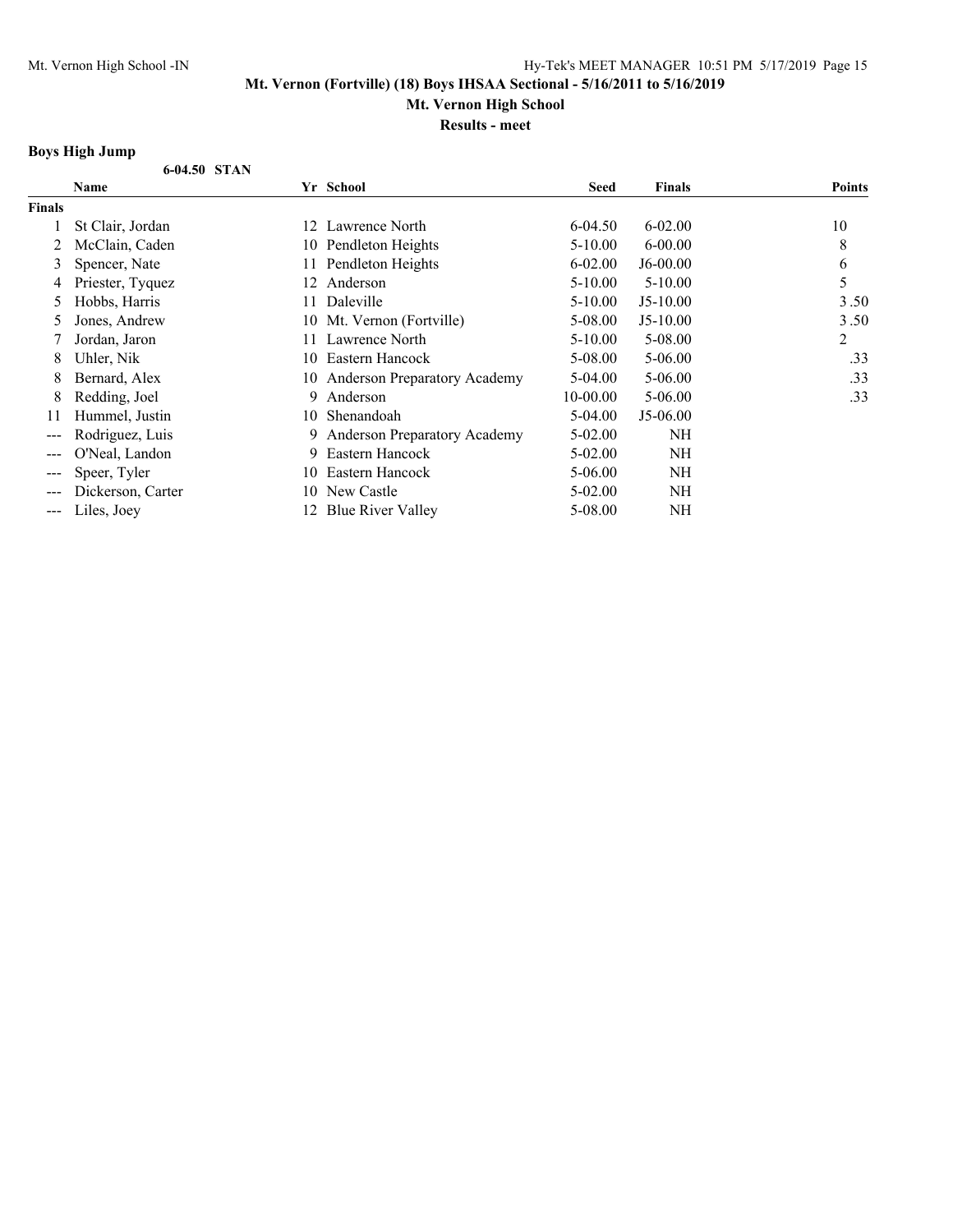**Mt. Vernon (Fortville) (18) Boys IHSAA Sectional - 5/16/2011 to 5/16/2019**

**Mt. Vernon High School**

**Results - meet**

### Boys High Jump

**6-04.50 STAN**

| | Name | Yr | School | Seed | Finals | Points |
|---|---|---|---|---|---|---|
| **Finals** | | | | | | |
| 1 | St Clair, Jordan | 12 | Lawrence North | 6-04.50 | 6-02.00 | 10 |
| 2 | McClain, Caden | 10 | Pendleton Heights | 5-10.00 | 6-00.00 | 8 |
| 3 | Spencer, Nate | 11 | Pendleton Heights | 6-02.00 | J6-00.00 | 6 |
| 4 | Priester, Tyquez | 12 | Anderson | 5-10.00 | 5-10.00 | 5 |
| 5 | Hobbs, Harris | 11 | Daleville | 5-10.00 | J5-10.00 | 3.50 |
| 5 | Jones, Andrew | 10 | Mt. Vernon (Fortville) | 5-08.00 | J5-10.00 | 3.50 |
| 7 | Jordan, Jaron | 11 | Lawrence North | 5-10.00 | 5-08.00 | 2 |
| 8 | Uhler, Nik | 10 | Eastern Hancock | 5-08.00 | 5-06.00 | .33 |
| 8 | Bernard, Alex | 10 | Anderson Preparatory Academy | 5-04.00 | 5-06.00 | .33 |
| 8 | Redding, Joel | 9 | Anderson | 10-00.00 | 5-06.00 | .33 |
| 11 | Hummel, Justin | 10 | Shenandoah | 5-04.00 | J5-06.00 | |
| --- | Rodriguez, Luis | 9 | Anderson Preparatory Academy | 5-02.00 | NH | |
| --- | O'Neal, Landon | 9 | Eastern Hancock | 5-02.00 | NH | |
| --- | Speer, Tyler | 10 | Eastern Hancock | 5-06.00 | NH | |
| --- | Dickerson, Carter | 10 | New Castle | 5-02.00 | NH | |
| --- | Liles, Joey | 12 | Blue River Valley | 5-08.00 | NH | |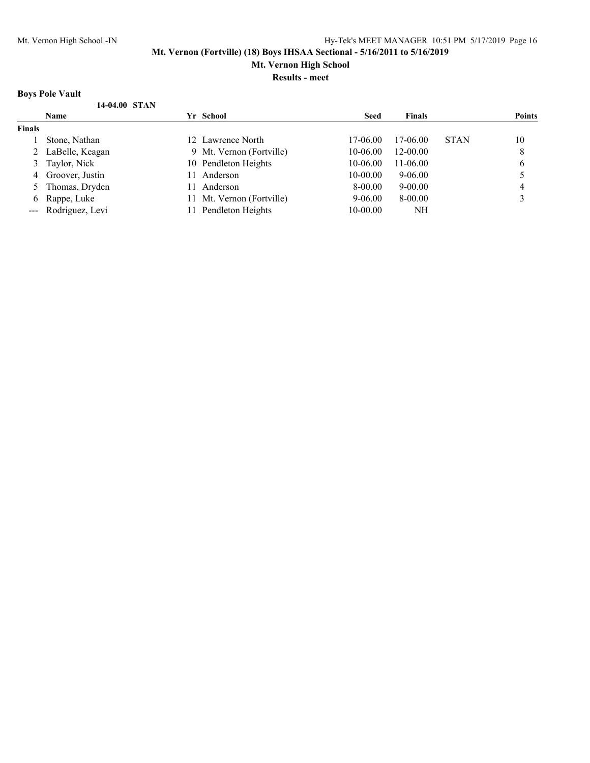## Mt. Vernon (Fortville) (18) Boys IHSAA Sectional - 5/16/2011 to 5/16/2019

### Mt. Vernon High School

### Results - meet

**Boys Pole Vault**

**14-04.00 STAN**

| | Name | Yr | School | Seed | Finals | | Points |
|---|---|---|---|---|---|---|---|
| **Finals** | | | | | | | |
| 1 | Stone, Nathan | 12 | Lawrence North | 17-06.00 | 17-06.00 | STAN | 10 |
| 2 | LaBelle, Keagan | 9 | Mt. Vernon (Fortville) | 10-06.00 | 12-00.00 | | 8 |
| 3 | Taylor, Nick | 10 | Pendleton Heights | 10-06.00 | 11-06.00 | | 6 |
| 4 | Groover, Justin | 11 | Anderson | 10-00.00 | 9-06.00 | | 5 |
| 5 | Thomas, Dryden | 11 | Anderson | 8-00.00 | 9-00.00 | | 4 |
| 6 | Rappe, Luke | 11 | Mt. Vernon (Fortville) | 9-06.00 | 8-00.00 | | 3 |
| --- | Rodriguez, Levi | 11 | Pendleton Heights | 10-00.00 | NH | | |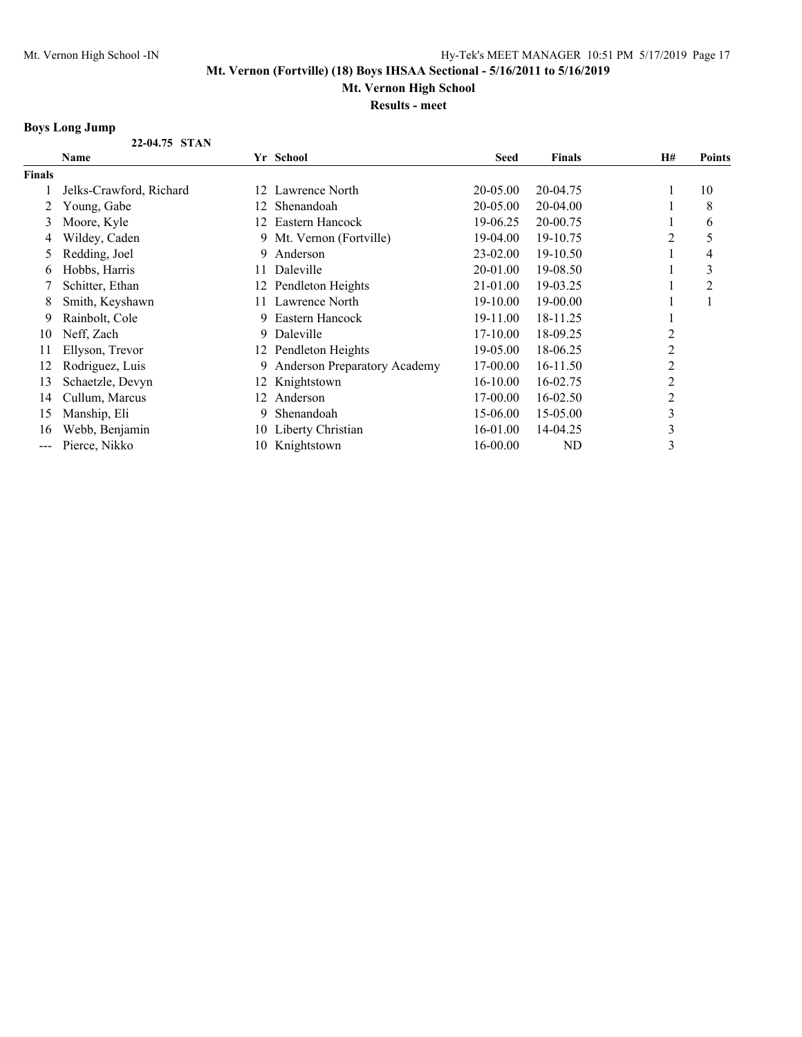## Boys Long Jump

**22-04.75 STAN**

| | Name | Yr | School | Seed | Finals | H# | Points |
|---|---|---|---|---|---|---|---|
| **Finals** | | | | | | | |
| 1 | Jelks-Crawford, Richard | 12 | Lawrence North | 20-05.00 | 20-04.75 | 1 | 10 |
| 2 | Young, Gabe | 12 | Shenandoah | 20-05.00 | 20-04.00 | 1 | 8 |
| 3 | Moore, Kyle | 12 | Eastern Hancock | 19-06.25 | 20-00.75 | 1 | 6 |
| 4 | Wildey, Caden | 9 | Mt. Vernon (Fortville) | 19-04.00 | 19-10.75 | 2 | 5 |
| 5 | Redding, Joel | 9 | Anderson | 23-02.00 | 19-10.50 | 1 | 4 |
| 6 | Hobbs, Harris | 11 | Daleville | 20-01.00 | 19-08.50 | 1 | 3 |
| 7 | Schitter, Ethan | 12 | Pendleton Heights | 21-01.00 | 19-03.25 | 1 | 2 |
| 8 | Smith, Keyshawn | 11 | Lawrence North | 19-10.00 | 19-00.00 | 1 | 1 |
| 9 | Rainbolt, Cole | 9 | Eastern Hancock | 19-11.00 | 18-11.25 | 1 | |
| 10 | Neff, Zach | 9 | Daleville | 17-10.00 | 18-09.25 | 2 | |
| 11 | Ellyson, Trevor | 12 | Pendleton Heights | 19-05.00 | 18-06.25 | 2 | |
| 12 | Rodriguez, Luis | 9 | Anderson Preparatory Academy | 17-00.00 | 16-11.50 | 2 | |
| 13 | Schaetzle, Devyn | 12 | Knightstown | 16-10.00 | 16-02.75 | 2 | |
| 14 | Cullum, Marcus | 12 | Anderson | 17-00.00 | 16-02.50 | 2 | |
| 15 | Manship, Eli | 9 | Shenandoah | 15-06.00 | 15-05.00 | 3 | |
| 16 | Webb, Benjamin | 10 | Liberty Christian | 16-01.00 | 14-04.25 | 3 | |
| --- | Pierce, Nikko | 10 | Knightstown | 16-00.00 | ND | 3 | |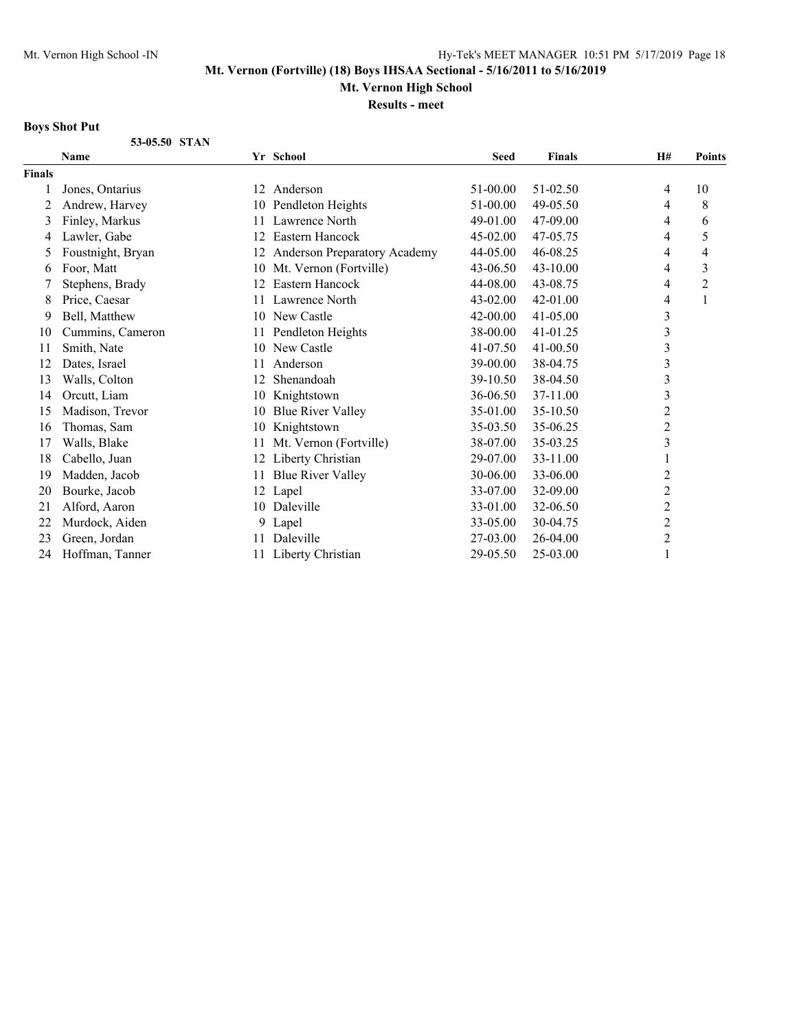**Mt. Vernon (Fortville) (18) Boys IHSAA Sectional - 5/16/2011 to 5/16/2019**

**Mt. Vernon High School**

**Results - meet**

### Boys Shot Put

**53-05.50 STAN**

| | Name | Yr | School | Seed | Finals | H# | Points |
|---|---|---|---|---|---|---|---|
| **Finals** | | | | | | | |
| 1 | Jones, Ontarius | 12 | Anderson | 51-00.00 | 51-02.50 | 4 | 10 |
| 2 | Andrew, Harvey | 10 | Pendleton Heights | 51-00.00 | 49-05.50 | 4 | 8 |
| 3 | Finley, Markus | 11 | Lawrence North | 49-01.00 | 47-09.00 | 4 | 6 |
| 4 | Lawler, Gabe | 12 | Eastern Hancock | 45-02.00 | 47-05.75 | 4 | 5 |
| 5 | Foustnight, Bryan | 12 | Anderson Preparatory Academy | 44-05.00 | 46-08.25 | 4 | 4 |
| 6 | Foor, Matt | 10 | Mt. Vernon (Fortville) | 43-06.50 | 43-10.00 | 4 | 3 |
| 7 | Stephens, Brady | 12 | Eastern Hancock | 44-08.00 | 43-08.75 | 4 | 2 |
| 8 | Price, Caesar | 11 | Lawrence North | 43-02.00 | 42-01.00 | 4 | 1 |
| 9 | Bell, Matthew | 10 | New Castle | 42-00.00 | 41-05.00 | 3 | |
| 10 | Cummins, Cameron | 11 | Pendleton Heights | 38-00.00 | 41-01.25 | 3 | |
| 11 | Smith, Nate | 10 | New Castle | 41-07.50 | 41-00.50 | 3 | |
| 12 | Dates, Israel | 11 | Anderson | 39-00.00 | 38-04.75 | 3 | |
| 13 | Walls, Colton | 12 | Shenandoah | 39-10.50 | 38-04.50 | 3 | |
| 14 | Orcutt, Liam | 10 | Knightstown | 36-06.50 | 37-11.00 | 3 | |
| 15 | Madison, Trevor | 10 | Blue River Valley | 35-01.00 | 35-10.50 | 2 | |
| 16 | Thomas, Sam | 10 | Knightstown | 35-03.50 | 35-06.25 | 2 | |
| 17 | Walls, Blake | 11 | Mt. Vernon (Fortville) | 38-07.00 | 35-03.25 | 3 | |
| 18 | Cabello, Juan | 12 | Liberty Christian | 29-07.00 | 33-11.00 | 1 | |
| 19 | Madden, Jacob | 11 | Blue River Valley | 30-06.00 | 33-06.00 | 2 | |
| 20 | Bourke, Jacob | 12 | Lapel | 33-07.00 | 32-09.00 | 2 | |
| 21 | Alford, Aaron | 10 | Daleville | 33-01.00 | 32-06.50 | 2 | |
| 22 | Murdock, Aiden | 9 | Lapel | 33-05.00 | 30-04.75 | 2 | |
| 23 | Green, Jordan | 11 | Daleville | 27-03.00 | 26-04.00 | 2 | |
| 24 | Hoffman, Tanner | 11 | Liberty Christian | 29-05.50 | 25-03.00 | 1 | |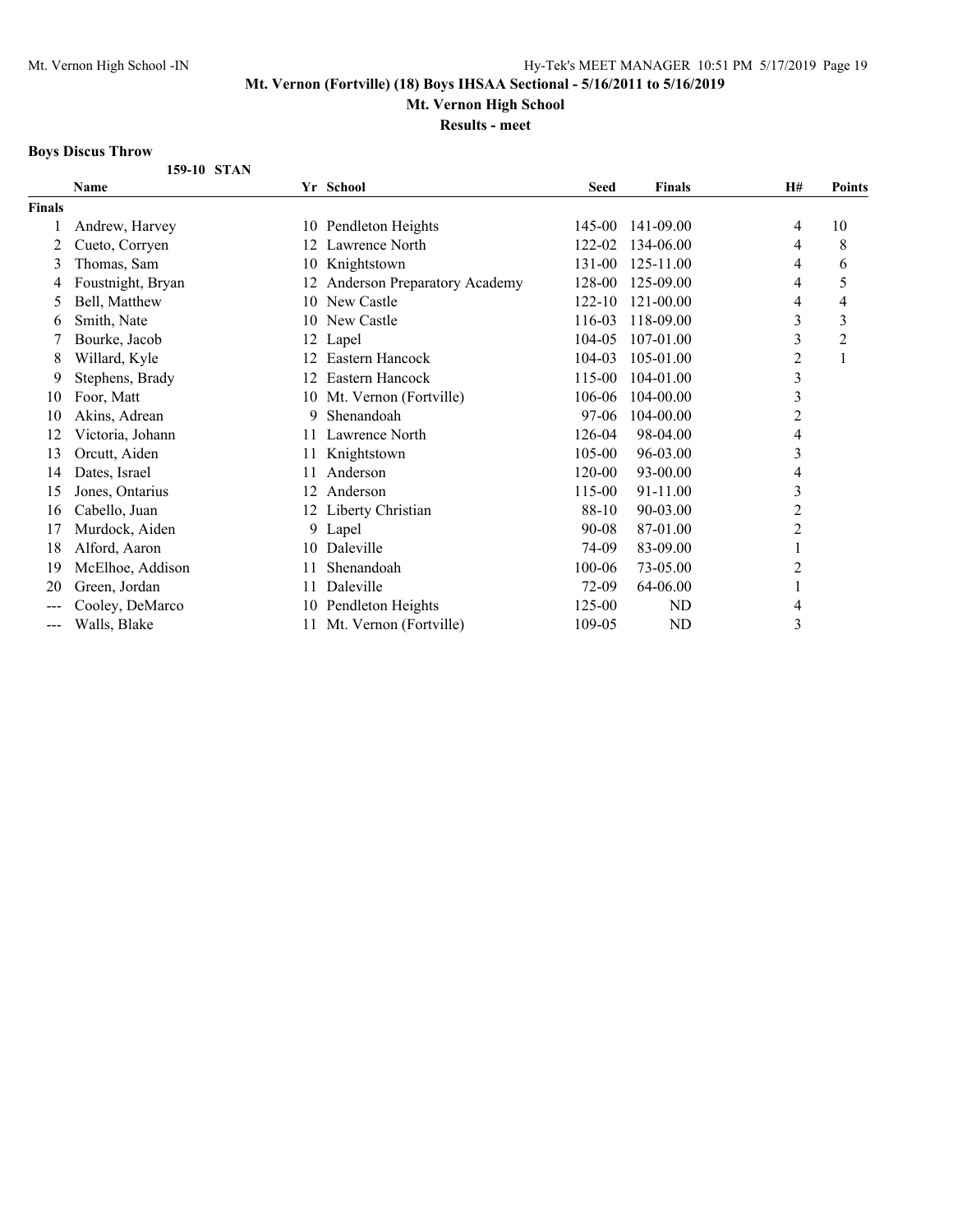Mt. Vernon (Fortville) (18) Boys IHSAA Sectional - 5/16/2011 to 5/16/2019

Mt. Vernon High School

Results - meet

### Boys Discus Throw

159-10 STAN

| | Name | Yr | School | Seed | Finals | H# | Points |
|---|---|---|---|---|---|---|---|
| **Finals** | | | | | | | |
| 1 | Andrew, Harvey | 10 | Pendleton Heights | 145-00 | 141-09.00 | 4 | 10 |
| 2 | Cueto, Corryen | 12 | Lawrence North | 122-02 | 134-06.00 | 4 | 8 |
| 3 | Thomas, Sam | 10 | Knightstown | 131-00 | 125-11.00 | 4 | 6 |
| 4 | Foustnight, Bryan | 12 | Anderson Preparatory Academy | 128-00 | 125-09.00 | 4 | 5 |
| 5 | Bell, Matthew | 10 | New Castle | 122-10 | 121-00.00 | 4 | 4 |
| 6 | Smith, Nate | 10 | New Castle | 116-03 | 118-09.00 | 3 | 3 |
| 7 | Bourke, Jacob | 12 | Lapel | 104-05 | 107-01.00 | 3 | 2 |
| 8 | Willard, Kyle | 12 | Eastern Hancock | 104-03 | 105-01.00 | 2 | 1 |
| 9 | Stephens, Brady | 12 | Eastern Hancock | 115-00 | 104-01.00 | 3 | |
| 10 | Foor, Matt | 10 | Mt. Vernon (Fortville) | 106-06 | 104-00.00 | 3 | |
| 10 | Akins, Adrean | 9 | Shenandoah | 97-06 | 104-00.00 | 2 | |
| 12 | Victoria, Johann | 11 | Lawrence North | 126-04 | 98-04.00 | 4 | |
| 13 | Orcutt, Aiden | 11 | Knightstown | 105-00 | 96-03.00 | 3 | |
| 14 | Dates, Israel | 11 | Anderson | 120-00 | 93-00.00 | 4 | |
| 15 | Jones, Ontarius | 12 | Anderson | 115-00 | 91-11.00 | 3 | |
| 16 | Cabello, Juan | 12 | Liberty Christian | 88-10 | 90-03.00 | 2 | |
| 17 | Murdock, Aiden | 9 | Lapel | 90-08 | 87-01.00 | 2 | |
| 18 | Alford, Aaron | 10 | Daleville | 74-09 | 83-09.00 | 1 | |
| 19 | McElhoe, Addison | 11 | Shenandoah | 100-06 | 73-05.00 | 2 | |
| 20 | Green, Jordan | 11 | Daleville | 72-09 | 64-06.00 | 1 | |
| --- | Cooley, DeMarco | 10 | Pendleton Heights | 125-00 | ND | 4 | |
| --- | Walls, Blake | 11 | Mt. Vernon (Fortville) | 109-05 | ND | 3 | |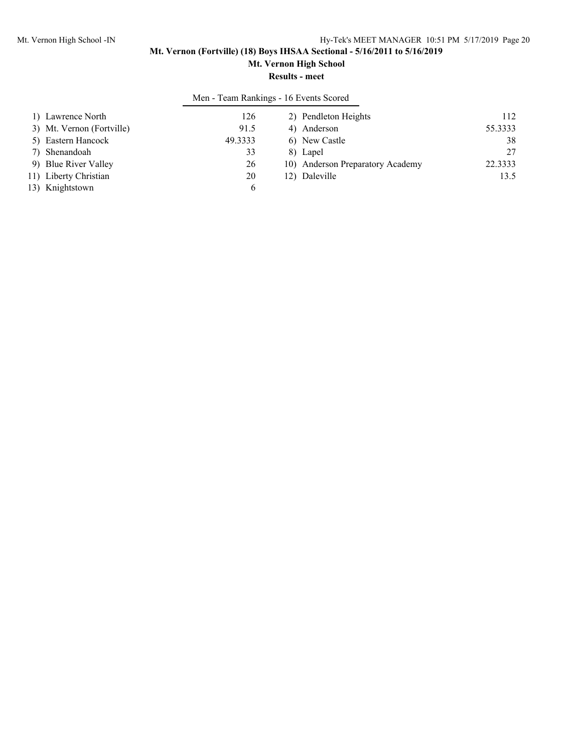**Mt. Vernon (Fortville) (18) Boys IHSAA Sectional - 5/16/2011 to 5/16/2019**

**Mt. Vernon High School**

**Results - meet**

Men - Team Rankings - 16 Events Scored

| | | | |
|---|---|---|---|
| 1) Lawrence North | 126 | 2) Pendleton Heights | 112 |
| 3) Mt. Vernon (Fortville) | 91.5 | 4) Anderson | 55.3333 |
| 5) Eastern Hancock | 49.3333 | 6) New Castle | 38 |
| 7) Shenandoah | 33 | 8) Lapel | 27 |
| 9) Blue River Valley | 26 | 10) Anderson Preparatory Academy | 22.3333 |
| 11) Liberty Christian | 20 | 12) Daleville | 13.5 |
| 13) Knightstown | 6 | | |